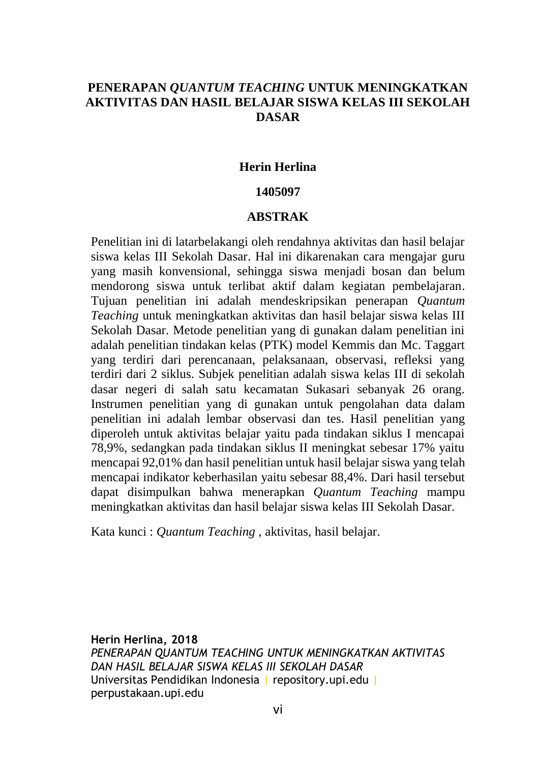# PENERAPAN *QUANTUM TEACHING* UNTUK MENINGKATKAN AKTIVITAS DAN HASIL BELAJAR SISWA KELAS III SEKOLAH DASAR

**Herin Herlina**

**1405097**

## ABSTRAK

Penelitian ini di latarbelakangi oleh rendahnya aktivitas dan hasil belajar siswa kelas III Sekolah Dasar. Hal ini dikarenakan cara mengajar guru yang masih konvensional, sehingga siswa menjadi bosan dan belum mendorong siswa untuk terlibat aktif dalam kegiatan pembelajaran. Tujuan penelitian ini adalah mendeskripsikan penerapan *Quantum Teaching* untuk meningkatkan aktivitas dan hasil belajar siswa kelas III Sekolah Dasar. Metode penelitian yang di gunakan dalam penelitian ini adalah penelitian tindakan kelas (PTK) model Kemmis dan Mc. Taggart yang terdiri dari perencanaan, pelaksanaan, observasi, refleksi yang terdiri dari 2 siklus. Subjek penelitian adalah siswa kelas III di sekolah dasar negeri di salah satu kecamatan Sukasari sebanyak 26 orang. Instrumen penelitian yang di gunakan untuk pengolahan data dalam penelitian ini adalah lembar observasi dan tes. Hasil penelitian yang diperoleh untuk aktivitas belajar yaitu pada tindakan siklus I mencapai 78,9%, sedangkan pada tindakan siklus II meningkat sebesar 17% yaitu mencapai 92,01% dan hasil penelitian untuk hasil belajar siswa yang telah mencapai indikator keberhasilan yaitu sebesar 88,4%. Dari hasil tersebut dapat disimpulkan bahwa menerapkan *Quantum Teaching* mampu meningkatkan aktivitas dan hasil belajar siswa kelas III Sekolah Dasar.

Kata kunci : *Quantum Teaching* , aktivitas, hasil belajar.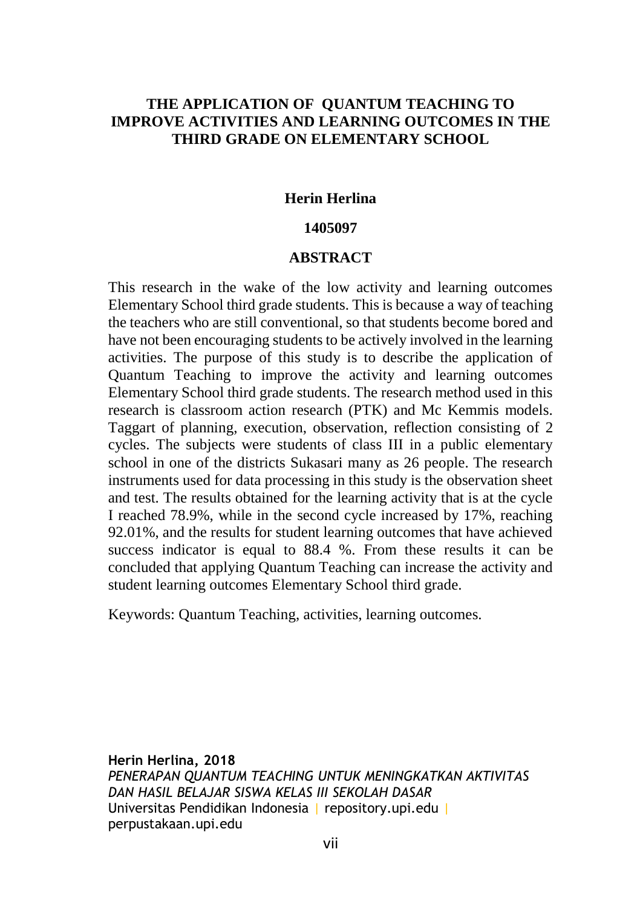# THE APPLICATION OF QUANTUM TEACHING TO IMPROVE ACTIVITIES AND LEARNING OUTCOMES IN THE THIRD GRADE ON ELEMENTARY SCHOOL

**Herin Herlina**

**1405097**

## ABSTRACT

This research in the wake of the low activity and learning outcomes Elementary School third grade students. This is because a way of teaching the teachers who are still conventional, so that students become bored and have not been encouraging students to be actively involved in the learning activities. The purpose of this study is to describe the application of Quantum Teaching to improve the activity and learning outcomes Elementary School third grade students. The research method used in this research is classroom action research (PTK) and Mc Kemmis models. Taggart of planning, execution, observation, reflection consisting of 2 cycles. The subjects were students of class III in a public elementary school in one of the districts Sukasari many as 26 people. The research instruments used for data processing in this study is the observation sheet and test. The results obtained for the learning activity that is at the cycle I reached 78.9%, while in the second cycle increased by 17%, reaching 92.01%, and the results for student learning outcomes that have achieved success indicator is equal to 88.4 %. From these results it can be concluded that applying Quantum Teaching can increase the activity and student learning outcomes Elementary School third grade.

Keywords: Quantum Teaching, activities, learning outcomes.